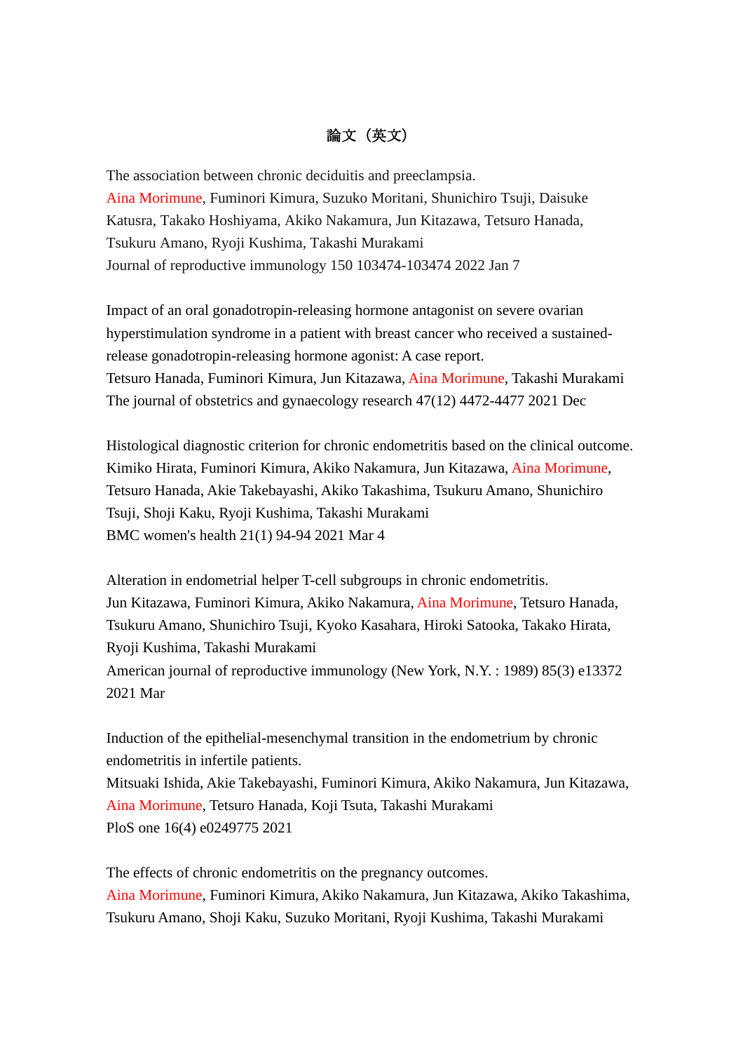# 論文（英文）

The association between chronic deciduitis and preeclampsia.
Aina Morimune, Fuminori Kimura, Suzuko Moritani, Shunichiro Tsuji, Daisuke Katusra, Takako Hoshiyama, Akiko Nakamura, Jun Kitazawa, Tetsuro Hanada, Tsukuru Amano, Ryoji Kushima, Takashi Murakami
Journal of reproductive immunology 150 103474-103474 2022 Jan 7

Impact of an oral gonadotropin-releasing hormone antagonist on severe ovarian hyperstimulation syndrome in a patient with breast cancer who received a sustained-release gonadotropin-releasing hormone agonist: A case report.
Tetsuro Hanada, Fuminori Kimura, Jun Kitazawa, Aina Morimune, Takashi Murakami
The journal of obstetrics and gynaecology research 47(12) 4472-4477 2021 Dec

Histological diagnostic criterion for chronic endometritis based on the clinical outcome.
Kimiko Hirata, Fuminori Kimura, Akiko Nakamura, Jun Kitazawa, Aina Morimune, Tetsuro Hanada, Akie Takebayashi, Akiko Takashima, Tsukuru Amano, Shunichiro Tsuji, Shoji Kaku, Ryoji Kushima, Takashi Murakami
BMC women's health 21(1) 94-94 2021 Mar 4

Alteration in endometrial helper T-cell subgroups in chronic endometritis.
Jun Kitazawa, Fuminori Kimura, Akiko Nakamura, Aina Morimune, Tetsuro Hanada, Tsukuru Amano, Shunichiro Tsuji, Kyoko Kasahara, Hiroki Satooka, Takako Hirata, Ryoji Kushima, Takashi Murakami
American journal of reproductive immunology (New York, N.Y. : 1989) 85(3) e13372 2021 Mar

Induction of the epithelial-mesenchymal transition in the endometrium by chronic endometritis in infertile patients.
Mitsuaki Ishida, Akie Takebayashi, Fuminori Kimura, Akiko Nakamura, Jun Kitazawa, Aina Morimune, Tetsuro Hanada, Koji Tsuta, Takashi Murakami
PloS one 16(4) e0249775 2021

The effects of chronic endometritis on the pregnancy outcomes.
Aina Morimune, Fuminori Kimura, Akiko Nakamura, Jun Kitazawa, Akiko Takashima, Tsukuru Amano, Shoji Kaku, Suzuko Moritani, Ryoji Kushima, Takashi Murakami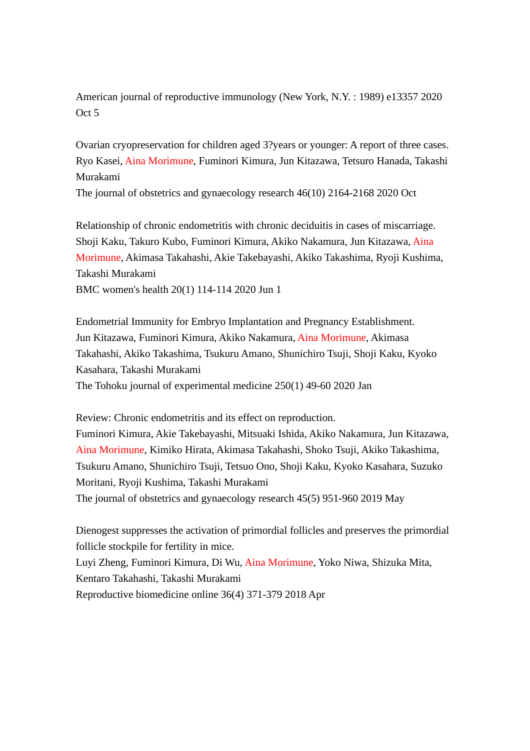American journal of reproductive immunology (New York, N.Y. : 1989) e13357 2020 Oct 5

Ovarian cryopreservation for children aged 3?years or younger: A report of three cases.
Ryo Kasei, Aina Morimune, Fuminori Kimura, Jun Kitazawa, Tetsuro Hanada, Takashi Murakami
The journal of obstetrics and gynaecology research 46(10) 2164-2168 2020 Oct

Relationship of chronic endometritis with chronic deciduitis in cases of miscarriage.
Shoji Kaku, Takuro Kubo, Fuminori Kimura, Akiko Nakamura, Jun Kitazawa, Aina Morimune, Akimasa Takahashi, Akie Takebayashi, Akiko Takashima, Ryoji Kushima, Takashi Murakami
BMC women's health 20(1) 114-114 2020 Jun 1

Endometrial Immunity for Embryo Implantation and Pregnancy Establishment.
Jun Kitazawa, Fuminori Kimura, Akiko Nakamura, Aina Morimune, Akimasa Takahashi, Akiko Takashima, Tsukuru Amano, Shunichiro Tsuji, Shoji Kaku, Kyoko Kasahara, Takashi Murakami
The Tohoku journal of experimental medicine 250(1) 49-60 2020 Jan

Review: Chronic endometritis and its effect on reproduction.
Fuminori Kimura, Akie Takebayashi, Mitsuaki Ishida, Akiko Nakamura, Jun Kitazawa, Aina Morimune, Kimiko Hirata, Akimasa Takahashi, Shoko Tsuji, Akiko Takashima, Tsukuru Amano, Shunichiro Tsuji, Tetsuo Ono, Shoji Kaku, Kyoko Kasahara, Suzuko Moritani, Ryoji Kushima, Takashi Murakami
The journal of obstetrics and gynaecology research 45(5) 951-960 2019 May

Dienogest suppresses the activation of primordial follicles and preserves the primordial follicle stockpile for fertility in mice.
Luyi Zheng, Fuminori Kimura, Di Wu, Aina Morimune, Yoko Niwa, Shizuka Mita, Kentaro Takahashi, Takashi Murakami
Reproductive biomedicine online 36(4) 371-379 2018 Apr